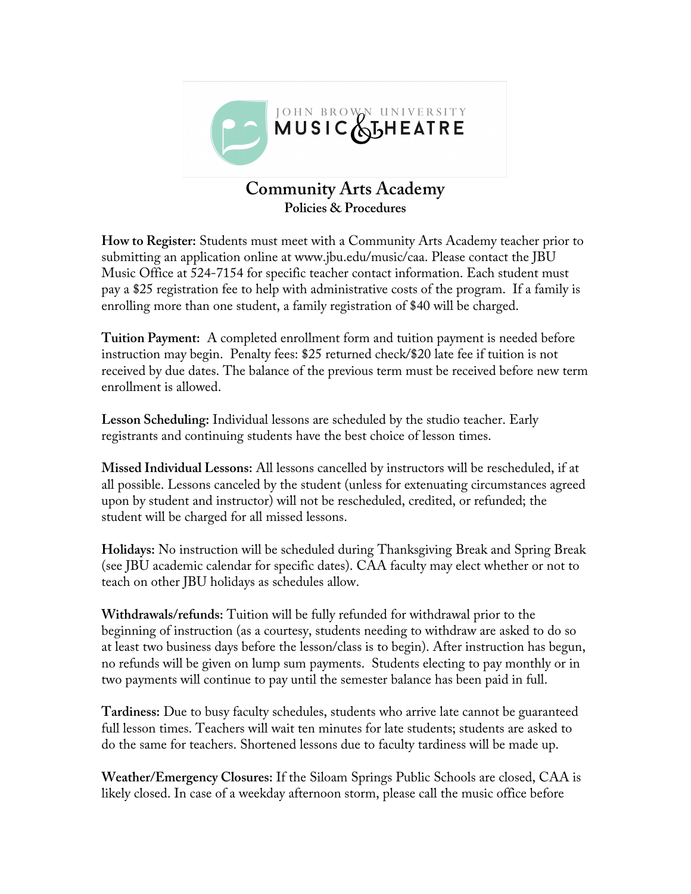JOHN BROWN UNIVERSITY
MUSIC & THEATRE

# Community Arts Academy
## Policies & Procedures

**How to Register:** Students must meet with a Community Arts Academy teacher prior to submitting an application online at www.jbu.edu/music/caa. Please contact the JBU Music Office at 524-7154 for specific teacher contact information. Each student must pay a $25 registration fee to help with administrative costs of the program. If a family is enrolling more than one student, a family registration of $40 will be charged.

**Tuition Payment:** A completed enrollment form and tuition payment is needed before instruction may begin. Penalty fees: $25 returned check/$20 late fee if tuition is not received by due dates. The balance of the previous term must be received before new term enrollment is allowed.

**Lesson Scheduling:** Individual lessons are scheduled by the studio teacher. Early registrants and continuing students have the best choice of lesson times.

**Missed Individual Lessons:** All lessons cancelled by instructors will be rescheduled, if at all possible. Lessons canceled by the student (unless for extenuating circumstances agreed upon by student and instructor) will not be rescheduled, credited, or refunded; the student will be charged for all missed lessons.

**Holidays:** No instruction will be scheduled during Thanksgiving Break and Spring Break (see JBU academic calendar for specific dates). CAA faculty may elect whether or not to teach on other JBU holidays as schedules allow.

**Withdrawals/refunds:** Tuition will be fully refunded for withdrawal prior to the beginning of instruction (as a courtesy, students needing to withdraw are asked to do so at least two business days before the lesson/class is to begin). After instruction has begun, no refunds will be given on lump sum payments. Students electing to pay monthly or in two payments will continue to pay until the semester balance has been paid in full.

**Tardiness:** Due to busy faculty schedules, students who arrive late cannot be guaranteed full lesson times. Teachers will wait ten minutes for late students; students are asked to do the same for teachers. Shortened lessons due to faculty tardiness will be made up.

**Weather/Emergency Closures:** If the Siloam Springs Public Schools are closed, CAA is likely closed. In case of a weekday afternoon storm, please call the music office before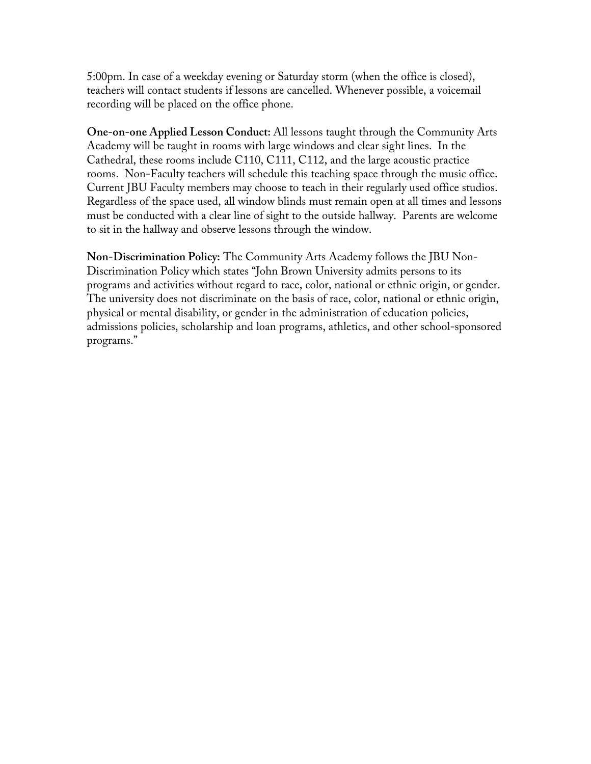5:00pm. In case of a weekday evening or Saturday storm (when the office is closed), teachers will contact students if lessons are cancelled. Whenever possible, a voicemail recording will be placed on the office phone.

**One-on-one Applied Lesson Conduct:** All lessons taught through the Community Arts Academy will be taught in rooms with large windows and clear sight lines. In the Cathedral, these rooms include C110, C111, C112, and the large acoustic practice rooms. Non-Faculty teachers will schedule this teaching space through the music office. Current JBU Faculty members may choose to teach in their regularly used office studios. Regardless of the space used, all window blinds must remain open at all times and lessons must be conducted with a clear line of sight to the outside hallway. Parents are welcome to sit in the hallway and observe lessons through the window.

**Non-Discrimination Policy:** The Community Arts Academy follows the JBU Non-Discrimination Policy which states "John Brown University admits persons to its programs and activities without regard to race, color, national or ethnic origin, or gender. The university does not discriminate on the basis of race, color, national or ethnic origin, physical or mental disability, or gender in the administration of education policies, admissions policies, scholarship and loan programs, athletics, and other school-sponsored programs."